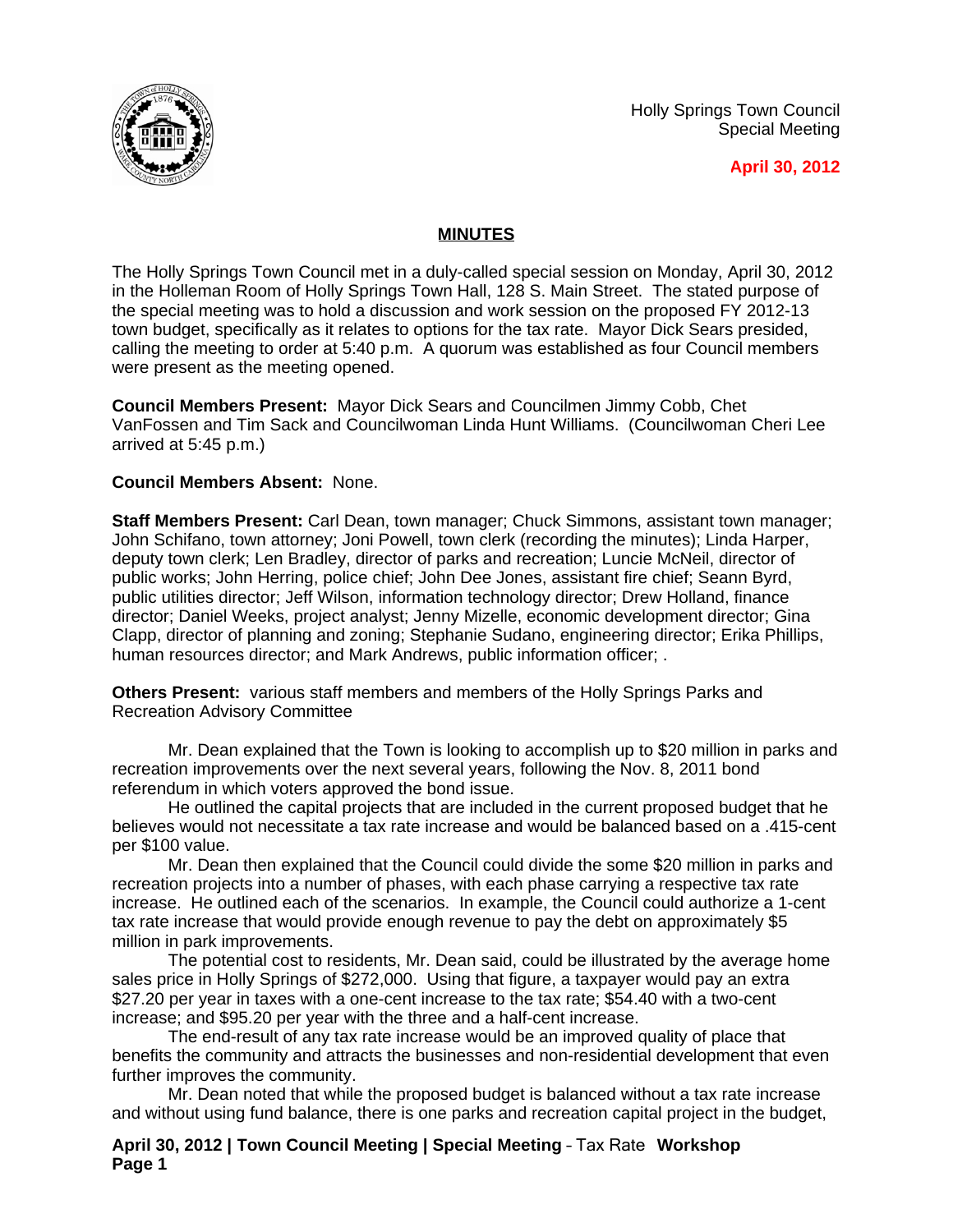Holly Springs Town Council
Special Meeting

**April 30, 2012**

## MINUTES

The Holly Springs Town Council met in a duly-called special session on Monday, April 30, 2012 in the Holleman Room of Holly Springs Town Hall, 128 S. Main Street. The stated purpose of the special meeting was to hold a discussion and work session on the proposed FY 2012-13 town budget, specifically as it relates to options for the tax rate. Mayor Dick Sears presided, calling the meeting to order at 5:40 p.m. A quorum was established as four Council members were present as the meeting opened.

**Council Members Present:** Mayor Dick Sears and Councilmen Jimmy Cobb, Chet VanFossen and Tim Sack and Councilwoman Linda Hunt Williams. (Councilwoman Cheri Lee arrived at 5:45 p.m.)

**Council Members Absent:** None.

**Staff Members Present:** Carl Dean, town manager; Chuck Simmons, assistant town manager; John Schifano, town attorney; Joni Powell, town clerk (recording the minutes); Linda Harper, deputy town clerk; Len Bradley, director of parks and recreation; Luncie McNeil, director of public works; John Herring, police chief; John Dee Jones, assistant fire chief; Seann Byrd, public utilities director; Jeff Wilson, information technology director; Drew Holland, finance director; Daniel Weeks, project analyst; Jenny Mizelle, economic development director; Gina Clapp, director of planning and zoning; Stephanie Sudano, engineering director; Erika Phillips, human resources director; and Mark Andrews, public information officer; .

**Others Present:** various staff members and members of the Holly Springs Parks and Recreation Advisory Committee

Mr. Dean explained that the Town is looking to accomplish up to $20 million in parks and recreation improvements over the next several years, following the Nov. 8, 2011 bond referendum in which voters approved the bond issue.

He outlined the capital projects that are included in the current proposed budget that he believes would not necessitate a tax rate increase and would be balanced based on a .415-cent per $100 value.

Mr. Dean then explained that the Council could divide the some $20 million in parks and recreation projects into a number of phases, with each phase carrying a respective tax rate increase. He outlined each of the scenarios. In example, the Council could authorize a 1-cent tax rate increase that would provide enough revenue to pay the debt on approximately $5 million in park improvements.

The potential cost to residents, Mr. Dean said, could be illustrated by the average home sales price in Holly Springs of $272,000. Using that figure, a taxpayer would pay an extra $27.20 per year in taxes with a one-cent increase to the tax rate; $54.40 with a two-cent increase; and $95.20 per year with the three and a half-cent increase.

The end-result of any tax rate increase would be an improved quality of place that benefits the community and attracts the businesses and non-residential development that even further improves the community.

Mr. Dean noted that while the proposed budget is balanced without a tax rate increase and without using fund balance, there is one parks and recreation capital project in the budget,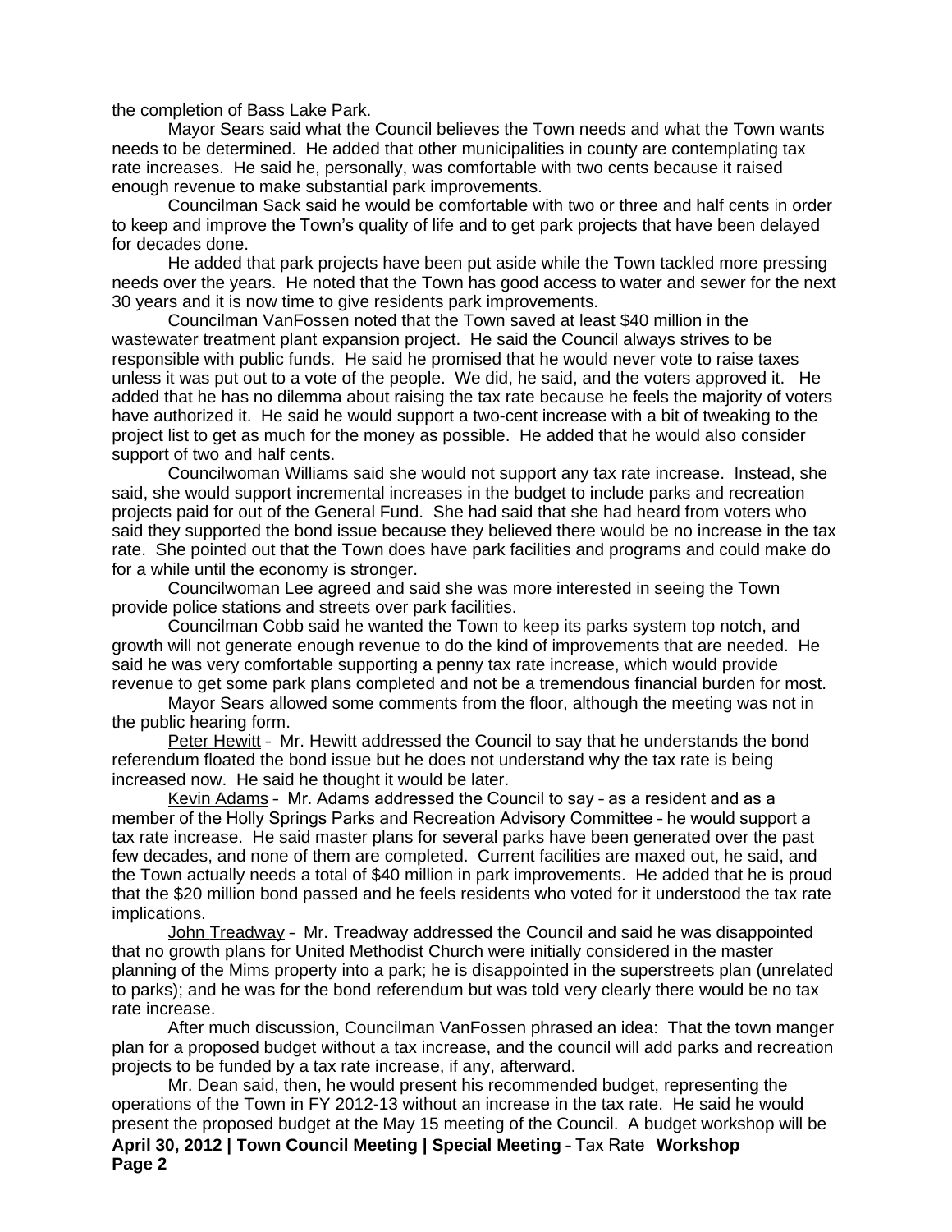the completion of Bass Lake Park.

Mayor Sears said what the Council believes the Town needs and what the Town wants needs to be determined. He added that other municipalities in county are contemplating tax rate increases. He said he, personally, was comfortable with two cents because it raised enough revenue to make substantial park improvements.

Councilman Sack said he would be comfortable with two or three and half cents in order to keep and improve the Town's quality of life and to get park projects that have been delayed for decades done.

He added that park projects have been put aside while the Town tackled more pressing needs over the years. He noted that the Town has good access to water and sewer for the next 30 years and it is now time to give residents park improvements.

Councilman VanFossen noted that the Town saved at least $40 million in the wastewater treatment plant expansion project. He said the Council always strives to be responsible with public funds. He said he promised that he would never vote to raise taxes unless it was put out to a vote of the people. We did, he said, and the voters approved it. He added that he has no dilemma about raising the tax rate because he feels the majority of voters have authorized it. He said he would support a two-cent increase with a bit of tweaking to the project list to get as much for the money as possible. He added that he would also consider support of two and half cents.

Councilwoman Williams said she would not support any tax rate increase. Instead, she said, she would support incremental increases in the budget to include parks and recreation projects paid for out of the General Fund. She had said that she had heard from voters who said they supported the bond issue because they believed there would be no increase in the tax rate. She pointed out that the Town does have park facilities and programs and could make do for a while until the economy is stronger.

Councilwoman Lee agreed and said she was more interested in seeing the Town provide police stations and streets over park facilities.

Councilman Cobb said he wanted the Town to keep its parks system top notch, and growth will not generate enough revenue to do the kind of improvements that are needed. He said he was very comfortable supporting a penny tax rate increase, which would provide revenue to get some park plans completed and not be a tremendous financial burden for most.

Mayor Sears allowed some comments from the floor, although the meeting was not in the public hearing form.

Peter Hewitt – Mr. Hewitt addressed the Council to say that he understands the bond referendum floated the bond issue but he does not understand why the tax rate is being increased now. He said he thought it would be later.

Kevin Adams – Mr. Adams addressed the Council to say – as a resident and as a member of the Holly Springs Parks and Recreation Advisory Committee – he would support a tax rate increase. He said master plans for several parks have been generated over the past few decades, and none of them are completed. Current facilities are maxed out, he said, and the Town actually needs a total of $40 million in park improvements. He added that he is proud that the $20 million bond passed and he feels residents who voted for it understood the tax rate implications.

John Treadway – Mr. Treadway addressed the Council and said he was disappointed that no growth plans for United Methodist Church were initially considered in the master planning of the Mims property into a park; he is disappointed in the superstreets plan (unrelated to parks); and he was for the bond referendum but was told very clearly there would be no tax rate increase.

After much discussion, Councilman VanFossen phrased an idea: That the town manger plan for a proposed budget without a tax increase, and the council will add parks and recreation projects to be funded by a tax rate increase, if any, afterward.

Mr. Dean said, then, he would present his recommended budget, representing the operations of the Town in FY 2012-13 without an increase in the tax rate. He said he would present the proposed budget at the May 15 meeting of the Council. A budget workshop will be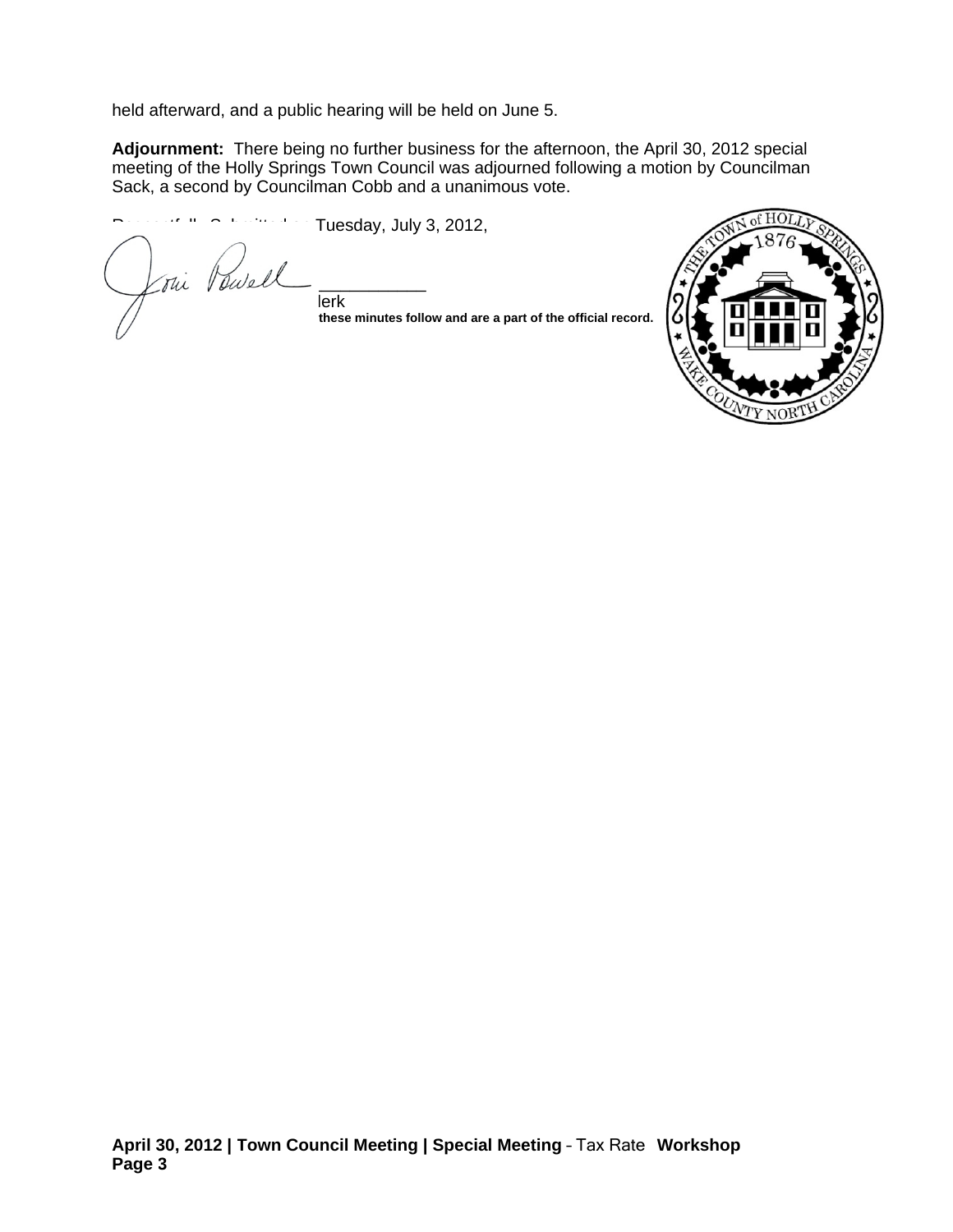held afterward, and a public hearing will be held on June 5.

**Adjournment:** There being no further business for the afternoon, the April 30, 2012 special meeting of the Holly Springs Town Council was adjourned following a motion by Councilman Sack, a second by Councilman Cobb and a unanimous vote.

Respectfully Submitted on Tuesday, July 3, 2012,

_______________

lerk

**these minutes follow and are a part of the official record.**